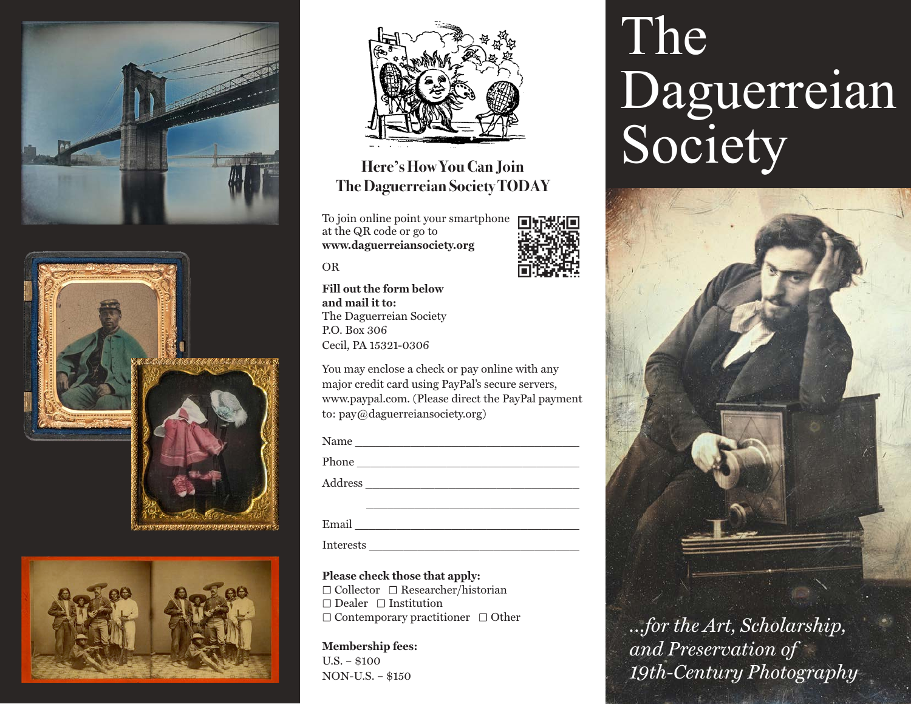# The Daguerreian Society

*...for the Art, Scholarship, and Preservation of 19th-Century Photography*

## Here's How You Can Join The Daguerreian Society TODAY

To join online point your smartphone at the QR code or go to **www.daguerreiansociety.org**

OR

**Fill out the form below and mail it to:**
The Daguerreian Society
P.O. Box 306
Cecil, PA 15321-0306

You may enclose a check or pay online with any major credit card using PayPal's secure servers, www.paypal.com. (Please direct the PayPal payment to: pay@daguerreiansociety.org)

Name ___________________________________

Phone ___________________________________

Address _________________________________

_______________________________________

Email ___________________________________

Interests _________________________________

**Please check those that apply:**
☐ Collector ☐ Researcher/historian
☐ Dealer ☐ Institution
☐ Contemporary practitioner ☐ Other

**Membership fees:**
U.S. – $100
NON-U.S. – $150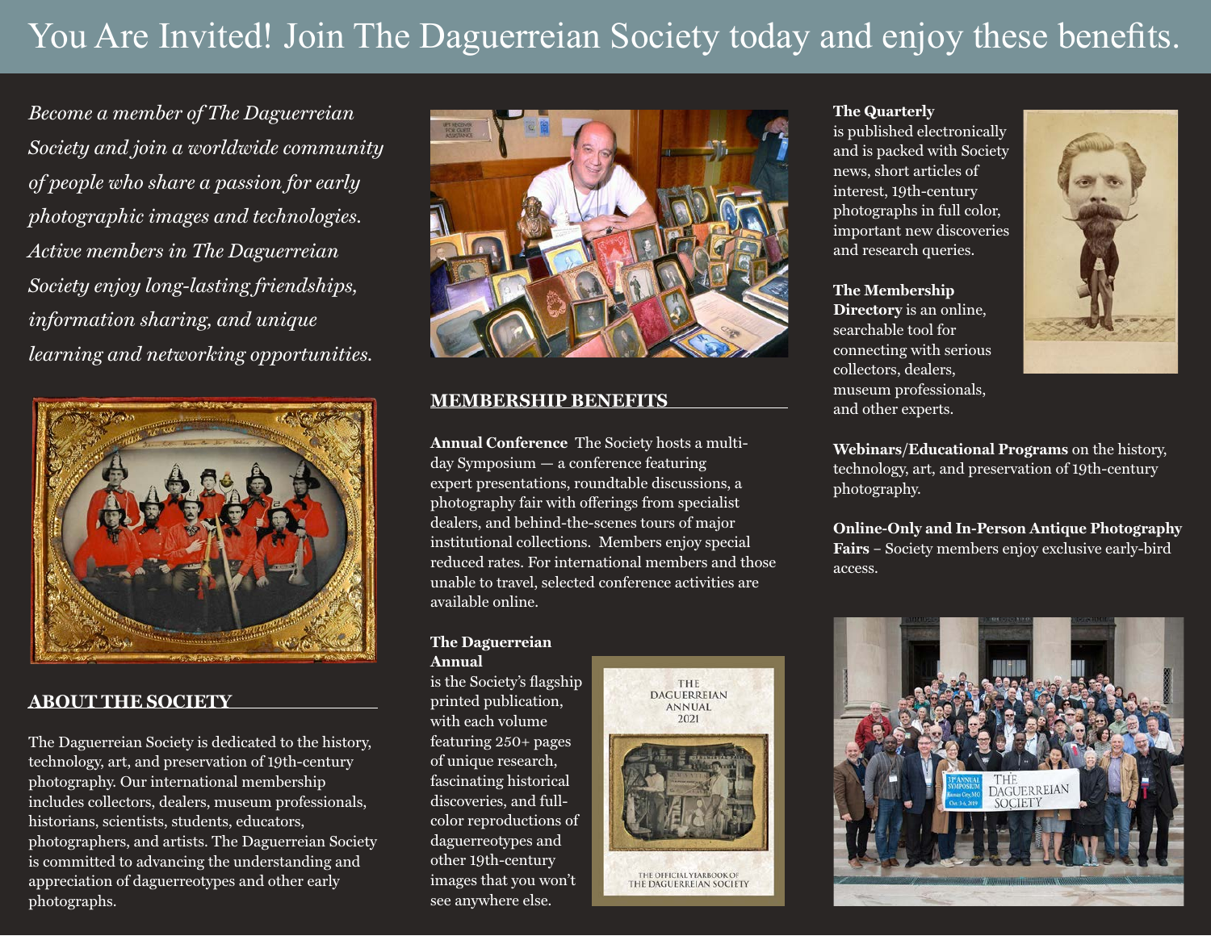# You Are Invited! Join The Daguerreian Society today and enjoy these benefits.

*Become a member of The Daguerreian Society and join a worldwide community of people who share a passion for early photographic images and technologies. Active members in The Daguerreian Society enjoy long-lasting friendships, information sharing, and unique learning and networking opportunities.*

## ABOUT THE SOCIETY

The Daguerreian Society is dedicated to the history, technology, art, and preservation of 19th-century photography. Our international membership includes collectors, dealers, museum professionals, historians, scientists, students, educators, photographers, and artists. The Daguerreian Society is committed to advancing the understanding and appreciation of daguerreotypes and other early photographs.

## MEMBERSHIP BENEFITS

**Annual Conference** The Society hosts a multi-day Symposium — a conference featuring expert presentations, roundtable discussions, a photography fair with offerings from specialist dealers, and behind-the-scenes tours of major institutional collections. Members enjoy special reduced rates. For international members and those unable to travel, selected conference activities are available online.

**The Daguerreian Annual** is the Society's flagship printed publication, with each volume featuring 250+ pages of unique research, fascinating historical discoveries, and full-color reproductions of daguerreotypes and other 19th-century images that you won't see anywhere else.

**The Quarterly** is published electronically and is packed with Society news, short articles of interest, 19th-century photographs in full color, important new discoveries and research queries.

**The Membership Directory** is an online, searchable tool for connecting with serious collectors, dealers, museum professionals, and other experts.

**Webinars/Educational Programs** on the history, technology, art, and preservation of 19th-century photography.

**Online-Only and In-Person Antique Photography Fairs** – Society members enjoy exclusive early-bird access.